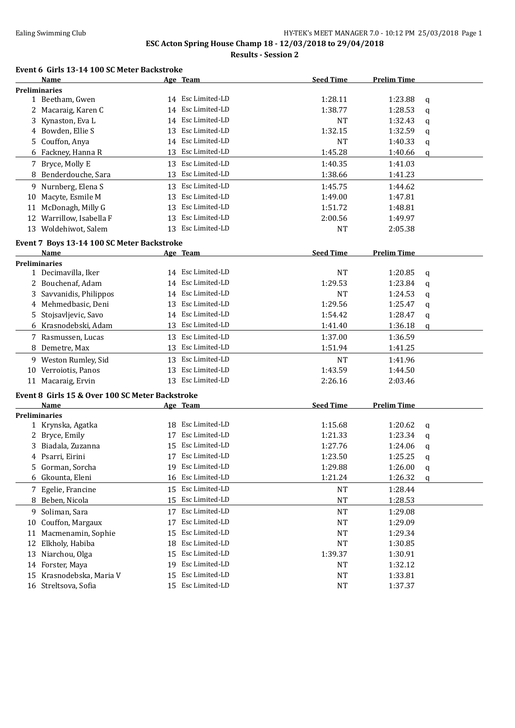Ealing Swimming Club

**ESC Acton Spring House Champ 18 - 12/03/2018 to 29/04/2018**

**Results - Session 2**

### Event 6 Girls 13-14 100 SC Meter Backstroke

| | Name | Age | Team | Seed Time | Prelim Time | |
|---|---|---|---|---|---|---|
| **Preliminaries** | | | | | | |
| 1 | Beetham, Gwen | 14 | Esc Limited-LD | 1:28.11 | 1:23.88 | q |
| 2 | Macaraig, Karen C | 14 | Esc Limited-LD | 1:38.77 | 1:28.53 | q |
| 3 | Kynaston, Eva L | 14 | Esc Limited-LD | NT | 1:32.43 | q |
| 4 | Bowden, Ellie S | 13 | Esc Limited-LD | 1:32.15 | 1:32.59 | q |
| 5 | Couffon, Anya | 14 | Esc Limited-LD | NT | 1:40.33 | q |
| 6 | Fackney, Hanna R | 13 | Esc Limited-LD | 1:45.28 | 1:40.66 | q |
| 7 | Bryce, Molly E | 13 | Esc Limited-LD | 1:40.35 | 1:41.03 | |
| 8 | Benderdouche, Sara | 13 | Esc Limited-LD | 1:38.66 | 1:41.23 | |
| 9 | Nurnberg, Elena S | 13 | Esc Limited-LD | 1:45.75 | 1:44.62 | |
| 10 | Macyte, Esmile M | 13 | Esc Limited-LD | 1:49.00 | 1:47.81 | |
| 11 | McDonagh, Milly G | 13 | Esc Limited-LD | 1:51.72 | 1:48.81 | |
| 12 | Warrillow, Isabella F | 13 | Esc Limited-LD | 2:00.56 | 1:49.97 | |
| 13 | Woldehiwot, Salem | 13 | Esc Limited-LD | NT | 2:05.38 | |

### Event 7 Boys 13-14 100 SC Meter Backstroke

| | Name | Age | Team | Seed Time | Prelim Time | |
|---|---|---|---|---|---|---|
| **Preliminaries** | | | | | | |
| 1 | Decimavilla, Iker | 14 | Esc Limited-LD | NT | 1:20.85 | q |
| 2 | Bouchenaf, Adam | 14 | Esc Limited-LD | 1:29.53 | 1:23.84 | q |
| 3 | Savvanidis, Philippos | 14 | Esc Limited-LD | NT | 1:24.53 | q |
| 4 | Mehmedbasic, Deni | 13 | Esc Limited-LD | 1:29.56 | 1:25.47 | q |
| 5 | Stojsavljevic, Savo | 14 | Esc Limited-LD | 1:54.42 | 1:28.47 | q |
| 6 | Krasnodebski, Adam | 13 | Esc Limited-LD | 1:41.40 | 1:36.18 | q |
| 7 | Rasmussen, Lucas | 13 | Esc Limited-LD | 1:37.00 | 1:36.59 | |
| 8 | Demetre, Max | 13 | Esc Limited-LD | 1:51.94 | 1:41.25 | |
| 9 | Weston Rumley, Sid | 13 | Esc Limited-LD | NT | 1:41.96 | |
| 10 | Verroiotis, Panos | 13 | Esc Limited-LD | 1:43.59 | 1:44.50 | |
| 11 | Macaraig, Ervin | 13 | Esc Limited-LD | 2:26.16 | 2:03.46 | |

### Event 8 Girls 15 & Over 100 SC Meter Backstroke

| | Name | Age | Team | Seed Time | Prelim Time | |
|---|---|---|---|---|---|---|
| **Preliminaries** | | | | | | |
| 1 | Krynska, Agatka | 18 | Esc Limited-LD | 1:15.68 | 1:20.62 | q |
| 2 | Bryce, Emily | 17 | Esc Limited-LD | 1:21.33 | 1:23.34 | q |
| 3 | Biadala, Zuzanna | 15 | Esc Limited-LD | 1:27.76 | 1:24.06 | q |
| 4 | Psarri, Eirini | 17 | Esc Limited-LD | 1:23.50 | 1:25.25 | q |
| 5 | Gorman, Sorcha | 19 | Esc Limited-LD | 1:29.88 | 1:26.00 | q |
| 6 | Gkounta, Eleni | 16 | Esc Limited-LD | 1:21.24 | 1:26.32 | q |
| 7 | Egelie, Francine | 15 | Esc Limited-LD | NT | 1:28.44 | |
| 8 | Beben, Nicola | 15 | Esc Limited-LD | NT | 1:28.53 | |
| 9 | Soliman, Sara | 17 | Esc Limited-LD | NT | 1:29.08 | |
| 10 | Couffon, Margaux | 17 | Esc Limited-LD | NT | 1:29.09 | |
| 11 | Macmenamin, Sophie | 15 | Esc Limited-LD | NT | 1:29.34 | |
| 12 | Elkholy, Habiba | 18 | Esc Limited-LD | NT | 1:30.85 | |
| 13 | Niarchou, Olga | 15 | Esc Limited-LD | 1:39.37 | 1:30.91 | |
| 14 | Forster, Maya | 19 | Esc Limited-LD | NT | 1:32.12 | |
| 15 | Krasnodebska, Maria V | 15 | Esc Limited-LD | NT | 1:33.81 | |
| 16 | Streltsova, Sofia | 15 | Esc Limited-LD | NT | 1:37.37 | |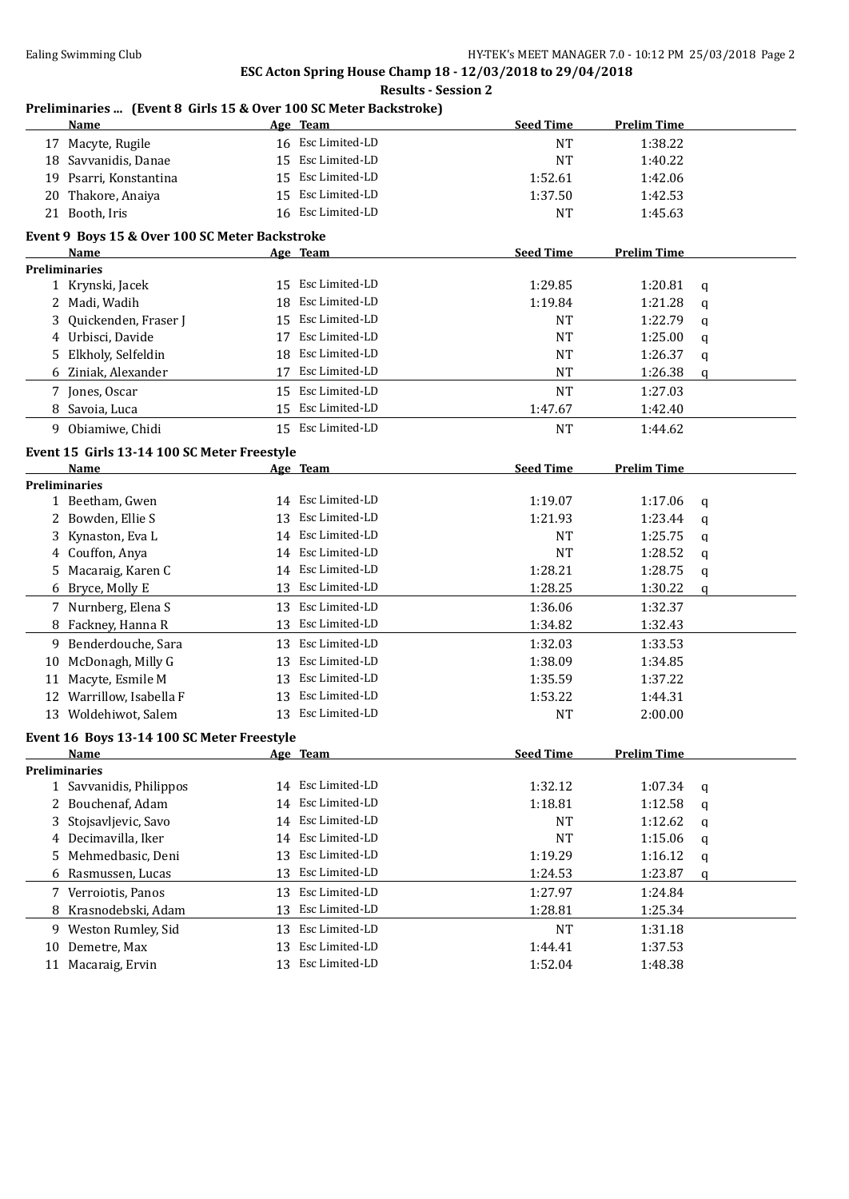## ESC Acton Spring House Champ 18 - 12/03/2018 to 29/04/2018

### Results - Session 2

### Preliminaries ... (Event 8 Girls 15 & Over 100 SC Meter Backstroke)

| | Name | Age | Team | Seed Time | Prelim Time | |
|---|---|---|---|---|---|---|
| 17 | Macyte, Rugile | 16 | Esc Limited-LD | NT | 1:38.22 | |
| 18 | Savvanidis, Danae | 15 | Esc Limited-LD | NT | 1:40.22 | |
| 19 | Psarri, Konstantina | 15 | Esc Limited-LD | 1:52.61 | 1:42.06 | |
| 20 | Thakore, Anaiya | 15 | Esc Limited-LD | 1:37.50 | 1:42.53 | |
| 21 | Booth, Iris | 16 | Esc Limited-LD | NT | 1:45.63 | |

### Event 9 Boys 15 & Over 100 SC Meter Backstroke

| | Name | Age | Team | Seed Time | Prelim Time | |
|---|---|---|---|---|---|---|
| **Preliminaries** | | | | | | |
| 1 | Krynski, Jacek | 15 | Esc Limited-LD | 1:29.85 | 1:20.81 | q |
| 2 | Madi, Wadih | 18 | Esc Limited-LD | 1:19.84 | 1:21.28 | q |
| 3 | Quickenden, Fraser J | 15 | Esc Limited-LD | NT | 1:22.79 | q |
| 4 | Urbisci, Davide | 17 | Esc Limited-LD | NT | 1:25.00 | q |
| 5 | Elkholy, Selfeldin | 18 | Esc Limited-LD | NT | 1:26.37 | q |
| 6 | Ziniak, Alexander | 17 | Esc Limited-LD | NT | 1:26.38 | q |
| 7 | Jones, Oscar | 15 | Esc Limited-LD | NT | 1:27.03 | |
| 8 | Savoia, Luca | 15 | Esc Limited-LD | 1:47.67 | 1:42.40 | |
| 9 | Obiamiwe, Chidi | 15 | Esc Limited-LD | NT | 1:44.62 | |

### Event 15 Girls 13-14 100 SC Meter Freestyle

| | Name | Age | Team | Seed Time | Prelim Time | |
|---|---|---|---|---|---|---|
| **Preliminaries** | | | | | | |
| 1 | Beetham, Gwen | 14 | Esc Limited-LD | 1:19.07 | 1:17.06 | q |
| 2 | Bowden, Ellie S | 13 | Esc Limited-LD | 1:21.93 | 1:23.44 | q |
| 3 | Kynaston, Eva L | 14 | Esc Limited-LD | NT | 1:25.75 | q |
| 4 | Couffon, Anya | 14 | Esc Limited-LD | NT | 1:28.52 | q |
| 5 | Macaraig, Karen C | 14 | Esc Limited-LD | 1:28.21 | 1:28.75 | q |
| 6 | Bryce, Molly E | 13 | Esc Limited-LD | 1:28.25 | 1:30.22 | q |
| 7 | Nurnberg, Elena S | 13 | Esc Limited-LD | 1:36.06 | 1:32.37 | |
| 8 | Fackney, Hanna R | 13 | Esc Limited-LD | 1:34.82 | 1:32.43 | |
| 9 | Benderdouche, Sara | 13 | Esc Limited-LD | 1:32.03 | 1:33.53 | |
| 10 | McDonagh, Milly G | 13 | Esc Limited-LD | 1:38.09 | 1:34.85 | |
| 11 | Macyte, Esmile M | 13 | Esc Limited-LD | 1:35.59 | 1:37.22 | |
| 12 | Warrillow, Isabella F | 13 | Esc Limited-LD | 1:53.22 | 1:44.31 | |
| 13 | Woldehiwot, Salem | 13 | Esc Limited-LD | NT | 2:00.00 | |

### Event 16 Boys 13-14 100 SC Meter Freestyle

| | Name | Age | Team | Seed Time | Prelim Time | |
|---|---|---|---|---|---|---|
| **Preliminaries** | | | | | | |
| 1 | Savvanidis, Philippos | 14 | Esc Limited-LD | 1:32.12 | 1:07.34 | q |
| 2 | Bouchenaf, Adam | 14 | Esc Limited-LD | 1:18.81 | 1:12.58 | q |
| 3 | Stojsavljevic, Savo | 14 | Esc Limited-LD | NT | 1:12.62 | q |
| 4 | Decimavilla, Iker | 14 | Esc Limited-LD | NT | 1:15.06 | q |
| 5 | Mehmedbasic, Deni | 13 | Esc Limited-LD | 1:19.29 | 1:16.12 | q |
| 6 | Rasmussen, Lucas | 13 | Esc Limited-LD | 1:24.53 | 1:23.87 | q |
| 7 | Verroiotis, Panos | 13 | Esc Limited-LD | 1:27.97 | 1:24.84 | |
| 8 | Krasnodebski, Adam | 13 | Esc Limited-LD | 1:28.81 | 1:25.34 | |
| 9 | Weston Rumley, Sid | 13 | Esc Limited-LD | NT | 1:31.18 | |
| 10 | Demetre, Max | 13 | Esc Limited-LD | 1:44.41 | 1:37.53 | |
| 11 | Macaraig, Ervin | 13 | Esc Limited-LD | 1:52.04 | 1:48.38 | |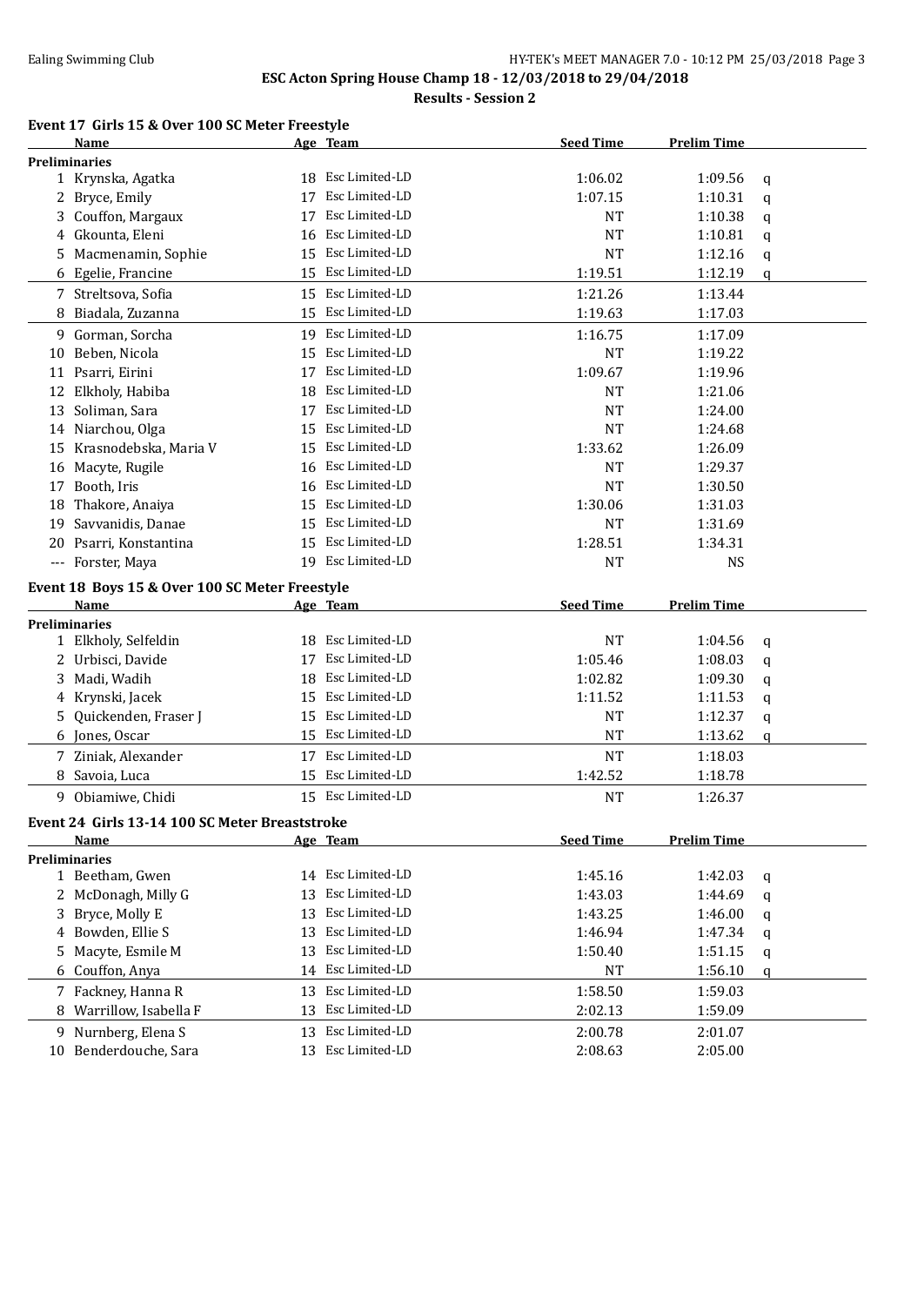ESC Acton Spring House Champ 18 - 12/03/2018 to 29/04/2018

Results - Session 2

### Event 17 Girls 15 & Over 100 SC Meter Freestyle

| | Name | Age | Team | Seed Time | Prelim Time | |
|---|---|---|---|---|---|---|
| **Preliminaries** | | | | | | |
| 1 | Krynska, Agatka | 18 | Esc Limited-LD | 1:06.02 | 1:09.56 | q |
| 2 | Bryce, Emily | 17 | Esc Limited-LD | 1:07.15 | 1:10.31 | q |
| 3 | Couffon, Margaux | 17 | Esc Limited-LD | NT | 1:10.38 | q |
| 4 | Gkounta, Eleni | 16 | Esc Limited-LD | NT | 1:10.81 | q |
| 5 | Macmenamin, Sophie | 15 | Esc Limited-LD | NT | 1:12.16 | q |
| 6 | Egelie, Francine | 15 | Esc Limited-LD | 1:19.51 | 1:12.19 | q |
| 7 | Streltsova, Sofia | 15 | Esc Limited-LD | 1:21.26 | 1:13.44 | |
| 8 | Biadala, Zuzanna | 15 | Esc Limited-LD | 1:19.63 | 1:17.03 | |
| 9 | Gorman, Sorcha | 19 | Esc Limited-LD | 1:16.75 | 1:17.09 | |
| 10 | Beben, Nicola | 15 | Esc Limited-LD | NT | 1:19.22 | |
| 11 | Psarri, Eirini | 17 | Esc Limited-LD | 1:09.67 | 1:19.96 | |
| 12 | Elkholy, Habiba | 18 | Esc Limited-LD | NT | 1:21.06 | |
| 13 | Soliman, Sara | 17 | Esc Limited-LD | NT | 1:24.00 | |
| 14 | Niarchou, Olga | 15 | Esc Limited-LD | NT | 1:24.68 | |
| 15 | Krasnodebska, Maria V | 15 | Esc Limited-LD | 1:33.62 | 1:26.09 | |
| 16 | Macyte, Rugile | 16 | Esc Limited-LD | NT | 1:29.37 | |
| 17 | Booth, Iris | 16 | Esc Limited-LD | NT | 1:30.50 | |
| 18 | Thakore, Anaiya | 15 | Esc Limited-LD | 1:30.06 | 1:31.03 | |
| 19 | Savvanidis, Danae | 15 | Esc Limited-LD | NT | 1:31.69 | |
| 20 | Psarri, Konstantina | 15 | Esc Limited-LD | 1:28.51 | 1:34.31 | |
| --- | Forster, Maya | 19 | Esc Limited-LD | NT | NS | |

### Event 18 Boys 15 & Over 100 SC Meter Freestyle

| | Name | Age | Team | Seed Time | Prelim Time | |
|---|---|---|---|---|---|---|
| **Preliminaries** | | | | | | |
| 1 | Elkholy, Selfeldin | 18 | Esc Limited-LD | NT | 1:04.56 | q |
| 2 | Urbisci, Davide | 17 | Esc Limited-LD | 1:05.46 | 1:08.03 | q |
| 3 | Madi, Wadih | 18 | Esc Limited-LD | 1:02.82 | 1:09.30 | q |
| 4 | Krynski, Jacek | 15 | Esc Limited-LD | 1:11.52 | 1:11.53 | q |
| 5 | Quickenden, Fraser J | 15 | Esc Limited-LD | NT | 1:12.37 | q |
| 6 | Jones, Oscar | 15 | Esc Limited-LD | NT | 1:13.62 | q |
| 7 | Ziniak, Alexander | 17 | Esc Limited-LD | NT | 1:18.03 | |
| 8 | Savoia, Luca | 15 | Esc Limited-LD | 1:42.52 | 1:18.78 | |
| 9 | Obiamiwe, Chidi | 15 | Esc Limited-LD | NT | 1:26.37 | |

### Event 24 Girls 13-14 100 SC Meter Breaststroke

| | Name | Age | Team | Seed Time | Prelim Time | |
|---|---|---|---|---|---|---|
| **Preliminaries** | | | | | | |
| 1 | Beetham, Gwen | 14 | Esc Limited-LD | 1:45.16 | 1:42.03 | q |
| 2 | McDonagh, Milly G | 13 | Esc Limited-LD | 1:43.03 | 1:44.69 | q |
| 3 | Bryce, Molly E | 13 | Esc Limited-LD | 1:43.25 | 1:46.00 | q |
| 4 | Bowden, Ellie S | 13 | Esc Limited-LD | 1:46.94 | 1:47.34 | q |
| 5 | Macyte, Esmile M | 13 | Esc Limited-LD | 1:50.40 | 1:51.15 | q |
| 6 | Couffon, Anya | 14 | Esc Limited-LD | NT | 1:56.10 | q |
| 7 | Fackney, Hanna R | 13 | Esc Limited-LD | 1:58.50 | 1:59.03 | |
| 8 | Warrillow, Isabella F | 13 | Esc Limited-LD | 2:02.13 | 1:59.09 | |
| 9 | Nurnberg, Elena S | 13 | Esc Limited-LD | 2:00.78 | 2:01.07 | |
| 10 | Benderdouche, Sara | 13 | Esc Limited-LD | 2:08.63 | 2:05.00 | |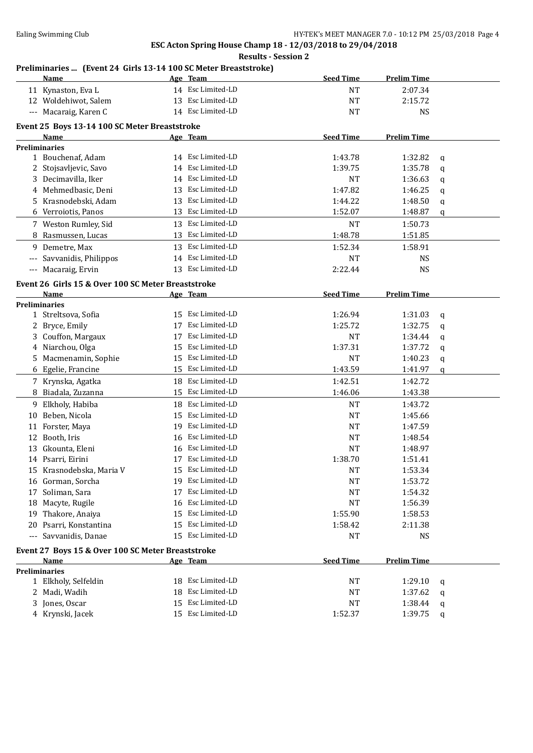# ESC Acton Spring House Champ 18 - 12/03/2018 to 29/04/2018

## Results - Session 2

### Preliminaries ... (Event 24 Girls 13-14 100 SC Meter Breaststroke)

| | Name | Age | Team | Seed Time | Prelim Time | |
|---|---|---|---|---|---|---|
| 11 | Kynaston, Eva L | 14 | Esc Limited-LD | NT | 2:07.34 | |
| 12 | Woldehiwot, Salem | 13 | Esc Limited-LD | NT | 2:15.72 | |
| --- | Macaraig, Karen C | 14 | Esc Limited-LD | NT | NS | |

### Event 25 Boys 13-14 100 SC Meter Breaststroke

| | Name | Age | Team | Seed Time | Prelim Time | |
|---|---|---|---|---|---|---|
| **Preliminaries** | | | | | | |
| 1 | Bouchenaf, Adam | 14 | Esc Limited-LD | 1:43.78 | 1:32.82 | q |
| 2 | Stojsavljevic, Savo | 14 | Esc Limited-LD | 1:39.75 | 1:35.78 | q |
| 3 | Decimavilla, Iker | 14 | Esc Limited-LD | NT | 1:36.63 | q |
| 4 | Mehmedbasic, Deni | 13 | Esc Limited-LD | 1:47.82 | 1:46.25 | q |
| 5 | Krasnodebski, Adam | 13 | Esc Limited-LD | 1:44.22 | 1:48.50 | q |
| 6 | Verroiotis, Panos | 13 | Esc Limited-LD | 1:52.07 | 1:48.87 | q |
| 7 | Weston Rumley, Sid | 13 | Esc Limited-LD | NT | 1:50.73 | |
| 8 | Rasmussen, Lucas | 13 | Esc Limited-LD | 1:48.78 | 1:51.85 | |
| 9 | Demetre, Max | 13 | Esc Limited-LD | 1:52.34 | 1:58.91 | |
| --- | Savvanidis, Philippos | 14 | Esc Limited-LD | NT | NS | |
| --- | Macaraig, Ervin | 13 | Esc Limited-LD | 2:22.44 | NS | |

### Event 26 Girls 15 & Over 100 SC Meter Breaststroke

| | Name | Age | Team | Seed Time | Prelim Time | |
|---|---|---|---|---|---|---|
| **Preliminaries** | | | | | | |
| 1 | Streltsova, Sofia | 15 | Esc Limited-LD | 1:26.94 | 1:31.03 | q |
| 2 | Bryce, Emily | 17 | Esc Limited-LD | 1:25.72 | 1:32.75 | q |
| 3 | Couffon, Margaux | 17 | Esc Limited-LD | NT | 1:34.44 | q |
| 4 | Niarchou, Olga | 15 | Esc Limited-LD | 1:37.31 | 1:37.72 | q |
| 5 | Macmenamin, Sophie | 15 | Esc Limited-LD | NT | 1:40.23 | q |
| 6 | Egelie, Francine | 15 | Esc Limited-LD | 1:43.59 | 1:41.97 | q |
| 7 | Krynska, Agatka | 18 | Esc Limited-LD | 1:42.51 | 1:42.72 | |
| 8 | Biadala, Zuzanna | 15 | Esc Limited-LD | 1:46.06 | 1:43.38 | |
| 9 | Elkholy, Habiba | 18 | Esc Limited-LD | NT | 1:43.72 | |
| 10 | Beben, Nicola | 15 | Esc Limited-LD | NT | 1:45.66 | |
| 11 | Forster, Maya | 19 | Esc Limited-LD | NT | 1:47.59 | |
| 12 | Booth, Iris | 16 | Esc Limited-LD | NT | 1:48.54 | |
| 13 | Gkounta, Eleni | 16 | Esc Limited-LD | NT | 1:48.97 | |
| 14 | Psarri, Eirini | 17 | Esc Limited-LD | 1:38.70 | 1:51.41 | |
| 15 | Krasnodebska, Maria V | 15 | Esc Limited-LD | NT | 1:53.34 | |
| 16 | Gorman, Sorcha | 19 | Esc Limited-LD | NT | 1:53.72 | |
| 17 | Soliman, Sara | 17 | Esc Limited-LD | NT | 1:54.32 | |
| 18 | Macyte, Rugile | 16 | Esc Limited-LD | NT | 1:56.39 | |
| 19 | Thakore, Anaiya | 15 | Esc Limited-LD | 1:55.90 | 1:58.53 | |
| 20 | Psarri, Konstantina | 15 | Esc Limited-LD | 1:58.42 | 2:11.38 | |
| --- | Savvanidis, Danae | 15 | Esc Limited-LD | NT | NS | |

### Event 27 Boys 15 & Over 100 SC Meter Breaststroke

| | Name | Age | Team | Seed Time | Prelim Time | |
|---|---|---|---|---|---|---|
| **Preliminaries** | | | | | | |
| 1 | Elkholy, Selfeldin | 18 | Esc Limited-LD | NT | 1:29.10 | q |
| 2 | Madi, Wadih | 18 | Esc Limited-LD | NT | 1:37.62 | q |
| 3 | Jones, Oscar | 15 | Esc Limited-LD | NT | 1:38.44 | q |
| 4 | Krynski, Jacek | 15 | Esc Limited-LD | 1:52.37 | 1:39.75 | q |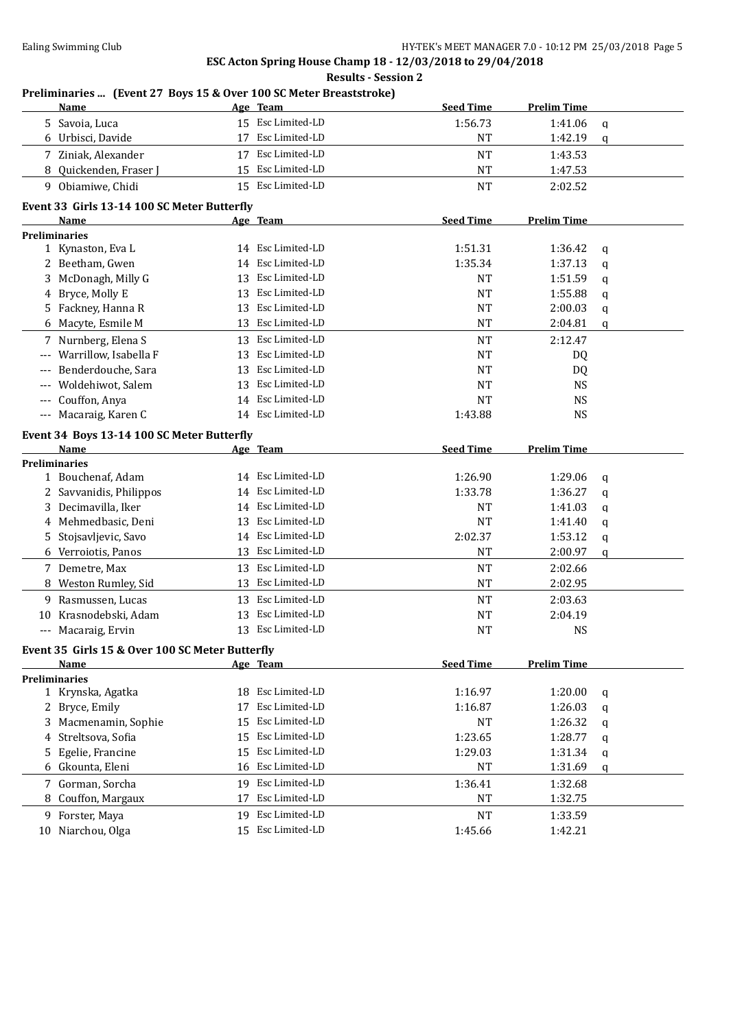**ESC Acton Spring House Champ 18 - 12/03/2018 to 29/04/2018**

**Results - Session 2**

### Preliminaries ... (Event 27 Boys 15 & Over 100 SC Meter Breaststroke)

| | Name | Age | Team | Seed Time | Prelim Time | |
|---|---|---|---|---|---|---|
| 5 | Savoia, Luca | 15 | Esc Limited-LD | 1:56.73 | 1:41.06 | q |
| 6 | Urbisci, Davide | 17 | Esc Limited-LD | NT | 1:42.19 | q |
| 7 | Ziniak, Alexander | 17 | Esc Limited-LD | NT | 1:43.53 | |
| 8 | Quickenden, Fraser J | 15 | Esc Limited-LD | NT | 1:47.53 | |
| 9 | Obiamiwe, Chidi | 15 | Esc Limited-LD | NT | 2:02.52 | |

### Event 33 Girls 13-14 100 SC Meter Butterfly

| | Name | Age | Team | Seed Time | Prelim Time | |
|---|---|---|---|---|---|---|
| **Preliminaries** | | | | | | |
| 1 | Kynaston, Eva L | 14 | Esc Limited-LD | 1:51.31 | 1:36.42 | q |
| 2 | Beetham, Gwen | 14 | Esc Limited-LD | 1:35.34 | 1:37.13 | q |
| 3 | McDonagh, Milly G | 13 | Esc Limited-LD | NT | 1:51.59 | q |
| 4 | Bryce, Molly E | 13 | Esc Limited-LD | NT | 1:55.88 | q |
| 5 | Fackney, Hanna R | 13 | Esc Limited-LD | NT | 2:00.03 | q |
| 6 | Macyte, Esmile M | 13 | Esc Limited-LD | NT | 2:04.81 | q |
| 7 | Nurnberg, Elena S | 13 | Esc Limited-LD | NT | 2:12.47 | |
| --- | Warrillow, Isabella F | 13 | Esc Limited-LD | NT | DQ | |
| --- | Benderdouche, Sara | 13 | Esc Limited-LD | NT | DQ | |
| --- | Woldehiwot, Salem | 13 | Esc Limited-LD | NT | NS | |
| --- | Couffon, Anya | 14 | Esc Limited-LD | NT | NS | |
| --- | Macaraig, Karen C | 14 | Esc Limited-LD | 1:43.88 | NS | |

### Event 34 Boys 13-14 100 SC Meter Butterfly

| | Name | Age | Team | Seed Time | Prelim Time | |
|---|---|---|---|---|---|---|
| **Preliminaries** | | | | | | |
| 1 | Bouchenaf, Adam | 14 | Esc Limited-LD | 1:26.90 | 1:29.06 | q |
| 2 | Savvanidis, Philippos | 14 | Esc Limited-LD | 1:33.78 | 1:36.27 | q |
| 3 | Decimavilla, Iker | 14 | Esc Limited-LD | NT | 1:41.03 | q |
| 4 | Mehmedbasic, Deni | 13 | Esc Limited-LD | NT | 1:41.40 | q |
| 5 | Stojsavljevic, Savo | 14 | Esc Limited-LD | 2:02.37 | 1:53.12 | q |
| 6 | Verroiotis, Panos | 13 | Esc Limited-LD | NT | 2:00.97 | q |
| 7 | Demetre, Max | 13 | Esc Limited-LD | NT | 2:02.66 | |
| 8 | Weston Rumley, Sid | 13 | Esc Limited-LD | NT | 2:02.95 | |
| 9 | Rasmussen, Lucas | 13 | Esc Limited-LD | NT | 2:03.63 | |
| 10 | Krasnodebski, Adam | 13 | Esc Limited-LD | NT | 2:04.19 | |
| --- | Macaraig, Ervin | 13 | Esc Limited-LD | NT | NS | |

### Event 35 Girls 15 & Over 100 SC Meter Butterfly

| | Name | Age | Team | Seed Time | Prelim Time | |
|---|---|---|---|---|---|---|
| **Preliminaries** | | | | | | |
| 1 | Krynska, Agatka | 18 | Esc Limited-LD | 1:16.97 | 1:20.00 | q |
| 2 | Bryce, Emily | 17 | Esc Limited-LD | 1:16.87 | 1:26.03 | q |
| 3 | Macmenamin, Sophie | 15 | Esc Limited-LD | NT | 1:26.32 | q |
| 4 | Streltsova, Sofia | 15 | Esc Limited-LD | 1:23.65 | 1:28.77 | q |
| 5 | Egelie, Francine | 15 | Esc Limited-LD | 1:29.03 | 1:31.34 | q |
| 6 | Gkounta, Eleni | 16 | Esc Limited-LD | NT | 1:31.69 | q |
| 7 | Gorman, Sorcha | 19 | Esc Limited-LD | 1:36.41 | 1:32.68 | |
| 8 | Couffon, Margaux | 17 | Esc Limited-LD | NT | 1:32.75 | |
| 9 | Forster, Maya | 19 | Esc Limited-LD | NT | 1:33.59 | |
| 10 | Niarchou, Olga | 15 | Esc Limited-LD | 1:45.66 | 1:42.21 | |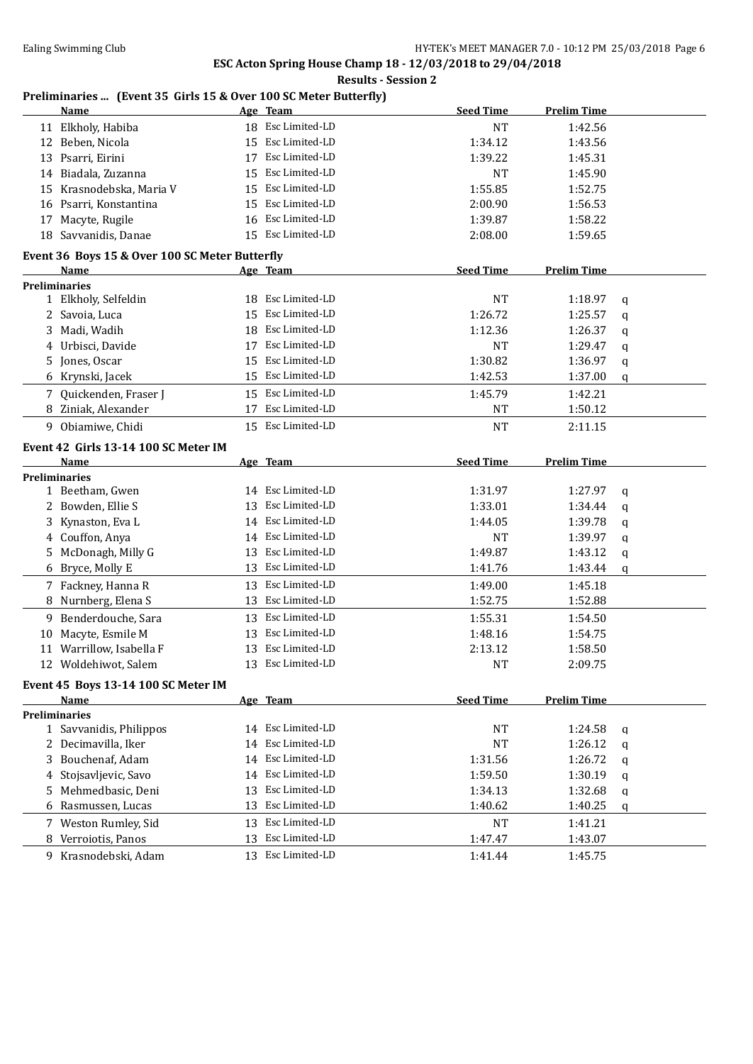**ESC Acton Spring House Champ 18 - 12/03/2018 to 29/04/2018**

**Results - Session 2**

### Preliminaries ... (Event 35 Girls 15 & Over 100 SC Meter Butterfly)

| | Name | Age | Team | Seed Time | Prelim Time | |
|---|---|---|---|---|---|---|
| 11 | Elkholy, Habiba | 18 | Esc Limited-LD | NT | 1:42.56 | |
| 12 | Beben, Nicola | 15 | Esc Limited-LD | 1:34.12 | 1:43.56 | |
| 13 | Psarri, Eirini | 17 | Esc Limited-LD | 1:39.22 | 1:45.31 | |
| 14 | Biadala, Zuzanna | 15 | Esc Limited-LD | NT | 1:45.90 | |
| 15 | Krasnodebska, Maria V | 15 | Esc Limited-LD | 1:55.85 | 1:52.75 | |
| 16 | Psarri, Konstantina | 15 | Esc Limited-LD | 2:00.90 | 1:56.53 | |
| 17 | Macyte, Rugile | 16 | Esc Limited-LD | 1:39.87 | 1:58.22 | |
| 18 | Savvanidis, Danae | 15 | Esc Limited-LD | 2:08.00 | 1:59.65 | |

### Event 36 Boys 15 & Over 100 SC Meter Butterfly

| | Name | Age | Team | Seed Time | Prelim Time | |
|---|---|---|---|---|---|---|
| **Preliminaries** | | | | | | |
| 1 | Elkholy, Selfeldin | 18 | Esc Limited-LD | NT | 1:18.97 | q |
| 2 | Savoia, Luca | 15 | Esc Limited-LD | 1:26.72 | 1:25.57 | q |
| 3 | Madi, Wadih | 18 | Esc Limited-LD | 1:12.36 | 1:26.37 | q |
| 4 | Urbisci, Davide | 17 | Esc Limited-LD | NT | 1:29.47 | q |
| 5 | Jones, Oscar | 15 | Esc Limited-LD | 1:30.82 | 1:36.97 | q |
| 6 | Krynski, Jacek | 15 | Esc Limited-LD | 1:42.53 | 1:37.00 | q |
| 7 | Quickenden, Fraser J | 15 | Esc Limited-LD | 1:45.79 | 1:42.21 | |
| 8 | Ziniak, Alexander | 17 | Esc Limited-LD | NT | 1:50.12 | |
| 9 | Obiamiwe, Chidi | 15 | Esc Limited-LD | NT | 2:11.15 | |

### Event 42 Girls 13-14 100 SC Meter IM

| | Name | Age | Team | Seed Time | Prelim Time | |
|---|---|---|---|---|---|---|
| **Preliminaries** | | | | | | |
| 1 | Beetham, Gwen | 14 | Esc Limited-LD | 1:31.97 | 1:27.97 | q |
| 2 | Bowden, Ellie S | 13 | Esc Limited-LD | 1:33.01 | 1:34.44 | q |
| 3 | Kynaston, Eva L | 14 | Esc Limited-LD | 1:44.05 | 1:39.78 | q |
| 4 | Couffon, Anya | 14 | Esc Limited-LD | NT | 1:39.97 | q |
| 5 | McDonagh, Milly G | 13 | Esc Limited-LD | 1:49.87 | 1:43.12 | q |
| 6 | Bryce, Molly E | 13 | Esc Limited-LD | 1:41.76 | 1:43.44 | q |
| 7 | Fackney, Hanna R | 13 | Esc Limited-LD | 1:49.00 | 1:45.18 | |
| 8 | Nurnberg, Elena S | 13 | Esc Limited-LD | 1:52.75 | 1:52.88 | |
| 9 | Benderdouche, Sara | 13 | Esc Limited-LD | 1:55.31 | 1:54.50 | |
| 10 | Macyte, Esmile M | 13 | Esc Limited-LD | 1:48.16 | 1:54.75 | |
| 11 | Warrillow, Isabella F | 13 | Esc Limited-LD | 2:13.12 | 1:58.50 | |
| 12 | Woldehiwot, Salem | 13 | Esc Limited-LD | NT | 2:09.75 | |

### Event 45 Boys 13-14 100 SC Meter IM

| | Name | Age | Team | Seed Time | Prelim Time | |
|---|---|---|---|---|---|---|
| **Preliminaries** | | | | | | |
| 1 | Savvanidis, Philippos | 14 | Esc Limited-LD | NT | 1:24.58 | q |
| 2 | Decimavilla, Iker | 14 | Esc Limited-LD | NT | 1:26.12 | q |
| 3 | Bouchenaf, Adam | 14 | Esc Limited-LD | 1:31.56 | 1:26.72 | q |
| 4 | Stojsavljevic, Savo | 14 | Esc Limited-LD | 1:59.50 | 1:30.19 | q |
| 5 | Mehmedbasic, Deni | 13 | Esc Limited-LD | 1:34.13 | 1:32.68 | q |
| 6 | Rasmussen, Lucas | 13 | Esc Limited-LD | 1:40.62 | 1:40.25 | q |
| 7 | Weston Rumley, Sid | 13 | Esc Limited-LD | NT | 1:41.21 | |
| 8 | Verroiotis, Panos | 13 | Esc Limited-LD | 1:47.47 | 1:43.07 | |
| 9 | Krasnodebski, Adam | 13 | Esc Limited-LD | 1:41.44 | 1:45.75 | |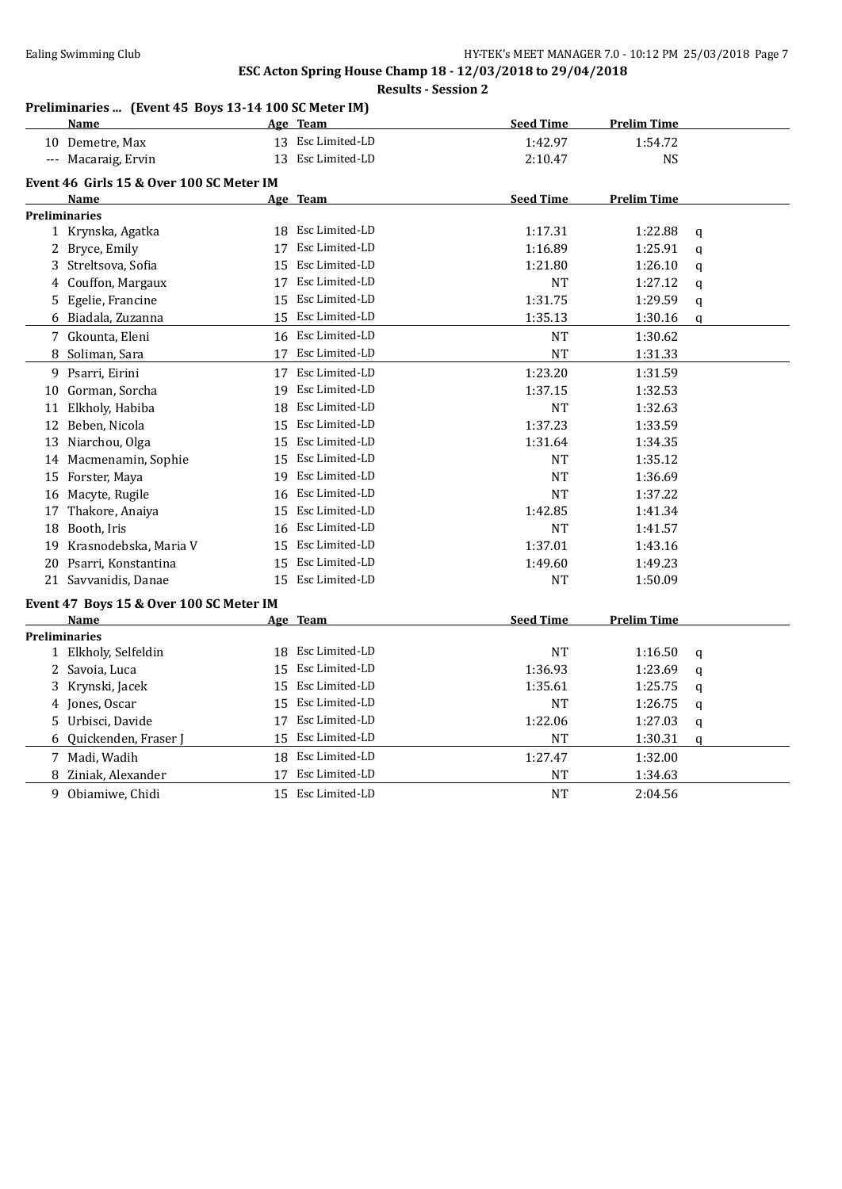**ESC Acton Spring House Champ 18 - 12/03/2018 to 29/04/2018**

**Results - Session 2**

### Preliminaries ... (Event 45 Boys 13-14 100 SC Meter IM)

| | Name | Age | Team | Seed Time | Prelim Time | |
|---|---|---|---|---|---|---|
| 10 | Demetre, Max | 13 | Esc Limited-LD | 1:42.97 | 1:54.72 | |
| --- | Macaraig, Ervin | 13 | Esc Limited-LD | 2:10.47 | NS | |

### Event 46 Girls 15 & Over 100 SC Meter IM

| | Name | Age | Team | Seed Time | Prelim Time | |
|---|---|---|---|---|---|---|
| **Preliminaries** | | | | | | |
| 1 | Krynska, Agatka | 18 | Esc Limited-LD | 1:17.31 | 1:22.88 | q |
| 2 | Bryce, Emily | 17 | Esc Limited-LD | 1:16.89 | 1:25.91 | q |
| 3 | Streltsova, Sofia | 15 | Esc Limited-LD | 1:21.80 | 1:26.10 | q |
| 4 | Couffon, Margaux | 17 | Esc Limited-LD | NT | 1:27.12 | q |
| 5 | Egelie, Francine | 15 | Esc Limited-LD | 1:31.75 | 1:29.59 | q |
| 6 | Biadala, Zuzanna | 15 | Esc Limited-LD | 1:35.13 | 1:30.16 | q |
| 7 | Gkounta, Eleni | 16 | Esc Limited-LD | NT | 1:30.62 | |
| 8 | Soliman, Sara | 17 | Esc Limited-LD | NT | 1:31.33 | |
| 9 | Psarri, Eirini | 17 | Esc Limited-LD | 1:23.20 | 1:31.59 | |
| 10 | Gorman, Sorcha | 19 | Esc Limited-LD | 1:37.15 | 1:32.53 | |
| 11 | Elkholy, Habiba | 18 | Esc Limited-LD | NT | 1:32.63 | |
| 12 | Beben, Nicola | 15 | Esc Limited-LD | 1:37.23 | 1:33.59 | |
| 13 | Niarchou, Olga | 15 | Esc Limited-LD | 1:31.64 | 1:34.35 | |
| 14 | Macmenamin, Sophie | 15 | Esc Limited-LD | NT | 1:35.12 | |
| 15 | Forster, Maya | 19 | Esc Limited-LD | NT | 1:36.69 | |
| 16 | Macyte, Rugile | 16 | Esc Limited-LD | NT | 1:37.22 | |
| 17 | Thakore, Anaiya | 15 | Esc Limited-LD | 1:42.85 | 1:41.34 | |
| 18 | Booth, Iris | 16 | Esc Limited-LD | NT | 1:41.57 | |
| 19 | Krasnodebska, Maria V | 15 | Esc Limited-LD | 1:37.01 | 1:43.16 | |
| 20 | Psarri, Konstantina | 15 | Esc Limited-LD | 1:49.60 | 1:49.23 | |
| 21 | Savvanidis, Danae | 15 | Esc Limited-LD | NT | 1:50.09 | |

### Event 47 Boys 15 & Over 100 SC Meter IM

| | Name | Age | Team | Seed Time | Prelim Time | |
|---|---|---|---|---|---|---|
| **Preliminaries** | | | | | | |
| 1 | Elkholy, Selfeldin | 18 | Esc Limited-LD | NT | 1:16.50 | q |
| 2 | Savoia, Luca | 15 | Esc Limited-LD | 1:36.93 | 1:23.69 | q |
| 3 | Krynski, Jacek | 15 | Esc Limited-LD | 1:35.61 | 1:25.75 | q |
| 4 | Jones, Oscar | 15 | Esc Limited-LD | NT | 1:26.75 | q |
| 5 | Urbisci, Davide | 17 | Esc Limited-LD | 1:22.06 | 1:27.03 | q |
| 6 | Quickenden, Fraser J | 15 | Esc Limited-LD | NT | 1:30.31 | q |
| 7 | Madi, Wadih | 18 | Esc Limited-LD | 1:27.47 | 1:32.00 | |
| 8 | Ziniak, Alexander | 17 | Esc Limited-LD | NT | 1:34.63 | |
| 9 | Obiamiwe, Chidi | 15 | Esc Limited-LD | NT | 2:04.56 | |